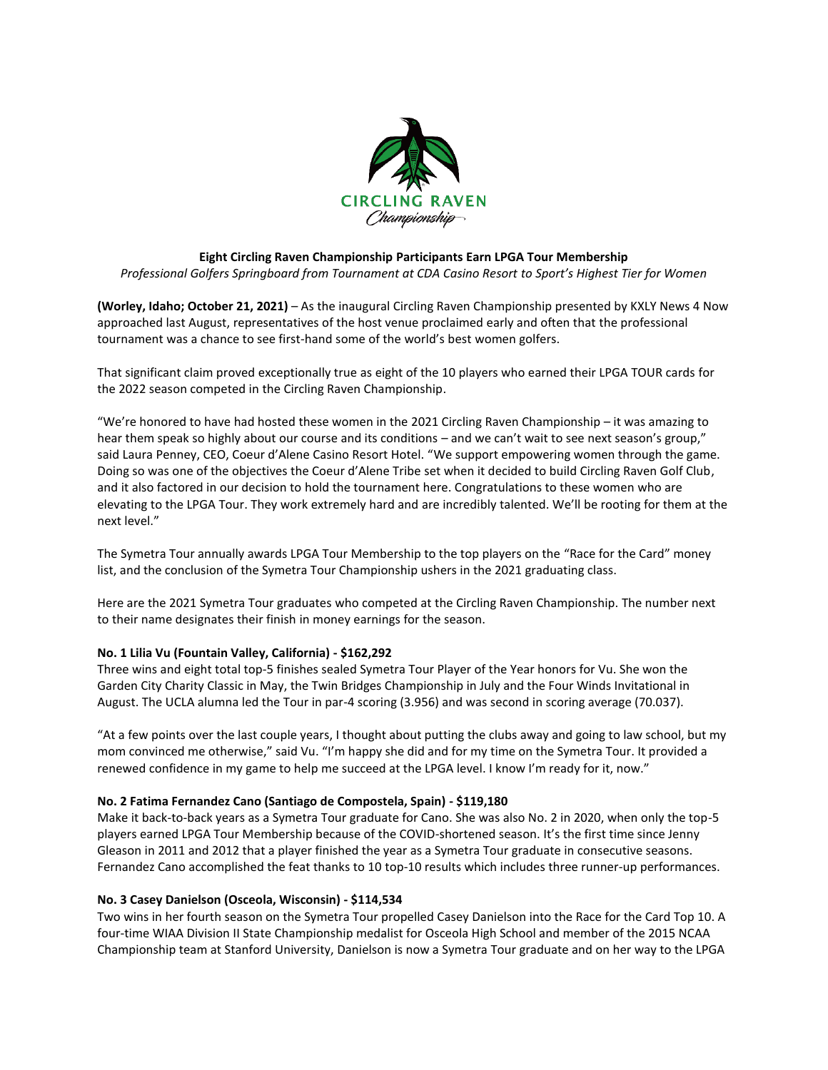CIRCLING RAVEN
Championship

**Eight Circling Raven Championship Participants Earn LPGA Tour Membership**

*Professional Golfers Springboard from Tournament at CDA Casino Resort to Sport's Highest Tier for Women*

**(Worley, Idaho; October 21, 2021)** – As the inaugural Circling Raven Championship presented by KXLY News 4 Now approached last August, representatives of the host venue proclaimed early and often that the professional tournament was a chance to see first-hand some of the world's best women golfers.

That significant claim proved exceptionally true as eight of the 10 players who earned their LPGA TOUR cards for the 2022 season competed in the Circling Raven Championship.

"We're honored to have had hosted these women in the 2021 Circling Raven Championship – it was amazing to hear them speak so highly about our course and its conditions – and we can't wait to see next season's group," said Laura Penney, CEO, Coeur d'Alene Casino Resort Hotel. "We support empowering women through the game. Doing so was one of the objectives the Coeur d'Alene Tribe set when it decided to build Circling Raven Golf Club, and it also factored in our decision to hold the tournament here. Congratulations to these women who are elevating to the LPGA Tour. They work extremely hard and are incredibly talented. We'll be rooting for them at the next level."

The Symetra Tour annually awards LPGA Tour Membership to the top players on the "Race for the Card" money list, and the conclusion of the Symetra Tour Championship ushers in the 2021 graduating class.

Here are the 2021 Symetra Tour graduates who competed at the Circling Raven Championship. The number next to their name designates their finish in money earnings for the season.

**No. 1 Lilia Vu (Fountain Valley, California) - $162,292**

Three wins and eight total top-5 finishes sealed Symetra Tour Player of the Year honors for Vu. She won the Garden City Charity Classic in May, the Twin Bridges Championship in July and the Four Winds Invitational in August. The UCLA alumna led the Tour in par-4 scoring (3.956) and was second in scoring average (70.037).

"At a few points over the last couple years, I thought about putting the clubs away and going to law school, but my mom convinced me otherwise," said Vu. "I'm happy she did and for my time on the Symetra Tour. It provided a renewed confidence in my game to help me succeed at the LPGA level. I know I'm ready for it, now."

**No. 2 Fatima Fernandez Cano (Santiago de Compostela, Spain) - $119,180**

Make it back-to-back years as a Symetra Tour graduate for Cano. She was also No. 2 in 2020, when only the top-5 players earned LPGA Tour Membership because of the COVID-shortened season. It's the first time since Jenny Gleason in 2011 and 2012 that a player finished the year as a Symetra Tour graduate in consecutive seasons. Fernandez Cano accomplished the feat thanks to 10 top-10 results which includes three runner-up performances.

**No. 3 Casey Danielson (Osceola, Wisconsin) - $114,534**

Two wins in her fourth season on the Symetra Tour propelled Casey Danielson into the Race for the Card Top 10. A four-time WIAA Division II State Championship medalist for Osceola High School and member of the 2015 NCAA Championship team at Stanford University, Danielson is now a Symetra Tour graduate and on her way to the LPGA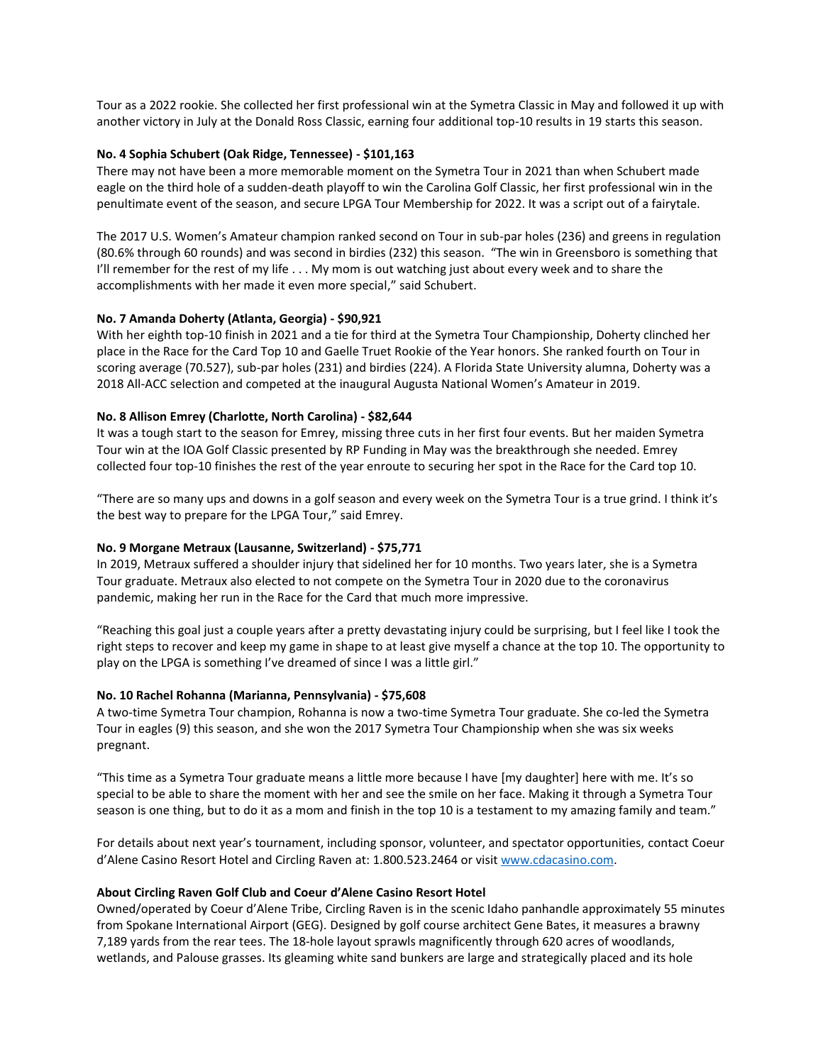Tour as a 2022 rookie. She collected her first professional win at the Symetra Classic in May and followed it up with another victory in July at the Donald Ross Classic, earning four additional top-10 results in 19 starts this season.

**No. 4 Sophia Schubert (Oak Ridge, Tennessee) - $101,163**

There may not have been a more memorable moment on the Symetra Tour in 2021 than when Schubert made eagle on the third hole of a sudden-death playoff to win the Carolina Golf Classic, her first professional win in the penultimate event of the season, and secure LPGA Tour Membership for 2022. It was a script out of a fairytale.

The 2017 U.S. Women's Amateur champion ranked second on Tour in sub-par holes (236) and greens in regulation (80.6% through 60 rounds) and was second in birdies (232) this season. "The win in Greensboro is something that I'll remember for the rest of my life . . . My mom is out watching just about every week and to share the accomplishments with her made it even more special," said Schubert.

**No. 7 Amanda Doherty (Atlanta, Georgia) - $90,921**

With her eighth top-10 finish in 2021 and a tie for third at the Symetra Tour Championship, Doherty clinched her place in the Race for the Card Top 10 and Gaelle Truet Rookie of the Year honors. She ranked fourth on Tour in scoring average (70.527), sub-par holes (231) and birdies (224). A Florida State University alumna, Doherty was a 2018 All-ACC selection and competed at the inaugural Augusta National Women's Amateur in 2019.

**No. 8 Allison Emrey (Charlotte, North Carolina) - $82,644**

It was a tough start to the season for Emrey, missing three cuts in her first four events. But her maiden Symetra Tour win at the IOA Golf Classic presented by RP Funding in May was the breakthrough she needed. Emrey collected four top-10 finishes the rest of the year enroute to securing her spot in the Race for the Card top 10.

"There are so many ups and downs in a golf season and every week on the Symetra Tour is a true grind. I think it's the best way to prepare for the LPGA Tour," said Emrey.

**No. 9 Morgane Metraux (Lausanne, Switzerland) - $75,771**

In 2019, Metraux suffered a shoulder injury that sidelined her for 10 months. Two years later, she is a Symetra Tour graduate. Metraux also elected to not compete on the Symetra Tour in 2020 due to the coronavirus pandemic, making her run in the Race for the Card that much more impressive.

"Reaching this goal just a couple years after a pretty devastating injury could be surprising, but I feel like I took the right steps to recover and keep my game in shape to at least give myself a chance at the top 10. The opportunity to play on the LPGA is something I've dreamed of since I was a little girl."

**No. 10 Rachel Rohanna (Marianna, Pennsylvania) - $75,608**

A two-time Symetra Tour champion, Rohanna is now a two-time Symetra Tour graduate. She co-led the Symetra Tour in eagles (9) this season, and she won the 2017 Symetra Tour Championship when she was six weeks pregnant.

"This time as a Symetra Tour graduate means a little more because I have [my daughter] here with me. It's so special to be able to share the moment with her and see the smile on her face. Making it through a Symetra Tour season is one thing, but to do it as a mom and finish in the top 10 is a testament to my amazing family and team."

For details about next year's tournament, including sponsor, volunteer, and spectator opportunities, contact Coeur d'Alene Casino Resort Hotel and Circling Raven at: 1.800.523.2464 or visit [www.cdacasino.com](www.cdacasino.com).

**About Circling Raven Golf Club and Coeur d'Alene Casino Resort Hotel**

Owned/operated by Coeur d'Alene Tribe, Circling Raven is in the scenic Idaho panhandle approximately 55 minutes from Spokane International Airport (GEG). Designed by golf course architect Gene Bates, it measures a brawny 7,189 yards from the rear tees. The 18-hole layout sprawls magnificently through 620 acres of woodlands, wetlands, and Palouse grasses. Its gleaming white sand bunkers are large and strategically placed and its hole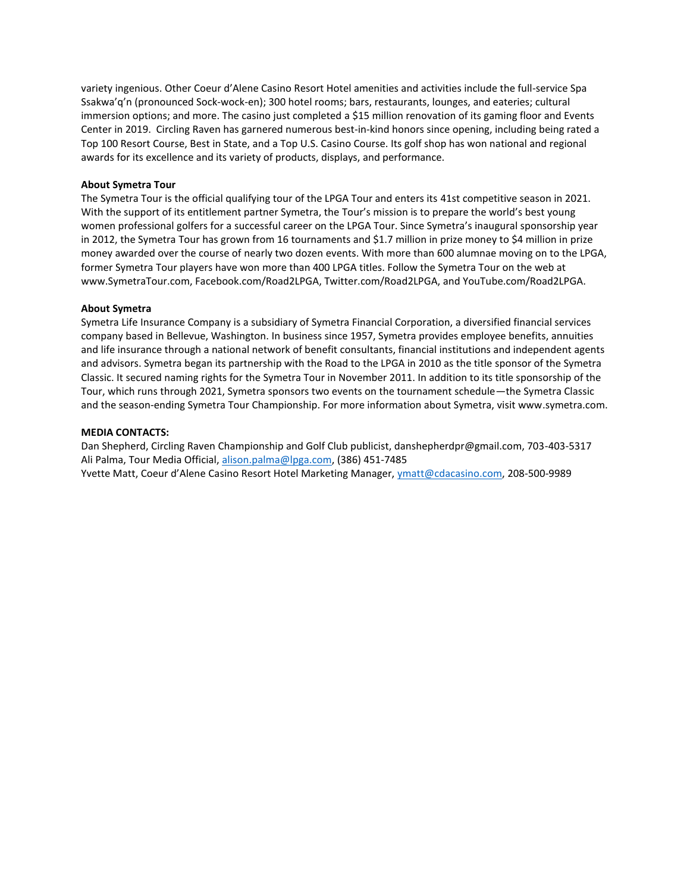variety ingenious. Other Coeur d'Alene Casino Resort Hotel amenities and activities include the full-service Spa Ssakwa'q'n (pronounced Sock-wock-en); 300 hotel rooms; bars, restaurants, lounges, and eateries; cultural immersion options; and more. The casino just completed a $15 million renovation of its gaming floor and Events Center in 2019. Circling Raven has garnered numerous best-in-kind honors since opening, including being rated a Top 100 Resort Course, Best in State, and a Top U.S. Casino Course. Its golf shop has won national and regional awards for its excellence and its variety of products, displays, and performance.

**About Symetra Tour**

The Symetra Tour is the official qualifying tour of the LPGA Tour and enters its 41st competitive season in 2021. With the support of its entitlement partner Symetra, the Tour's mission is to prepare the world's best young women professional golfers for a successful career on the LPGA Tour. Since Symetra's inaugural sponsorship year in 2012, the Symetra Tour has grown from 16 tournaments and $1.7 million in prize money to $4 million in prize money awarded over the course of nearly two dozen events. With more than 600 alumnae moving on to the LPGA, former Symetra Tour players have won more than 400 LPGA titles. Follow the Symetra Tour on the web at www.SymetraTour.com, Facebook.com/Road2LPGA, Twitter.com/Road2LPGA, and YouTube.com/Road2LPGA.

**About Symetra**

Symetra Life Insurance Company is a subsidiary of Symetra Financial Corporation, a diversified financial services company based in Bellevue, Washington. In business since 1957, Symetra provides employee benefits, annuities and life insurance through a national network of benefit consultants, financial institutions and independent agents and advisors. Symetra began its partnership with the Road to the LPGA in 2010 as the title sponsor of the Symetra Classic. It secured naming rights for the Symetra Tour in November 2011. In addition to its title sponsorship of the Tour, which runs through 2021, Symetra sponsors two events on the tournament schedule—the Symetra Classic and the season-ending Symetra Tour Championship. For more information about Symetra, visit www.symetra.com.

**MEDIA CONTACTS:**

Dan Shepherd, Circling Raven Championship and Golf Club publicist, danshepherdpr@gmail.com, 703-403-5317
Ali Palma, Tour Media Official, alison.palma@lpga.com, (386) 451-7485
Yvette Matt, Coeur d'Alene Casino Resort Hotel Marketing Manager, ymatt@cdacasino.com, 208-500-9989